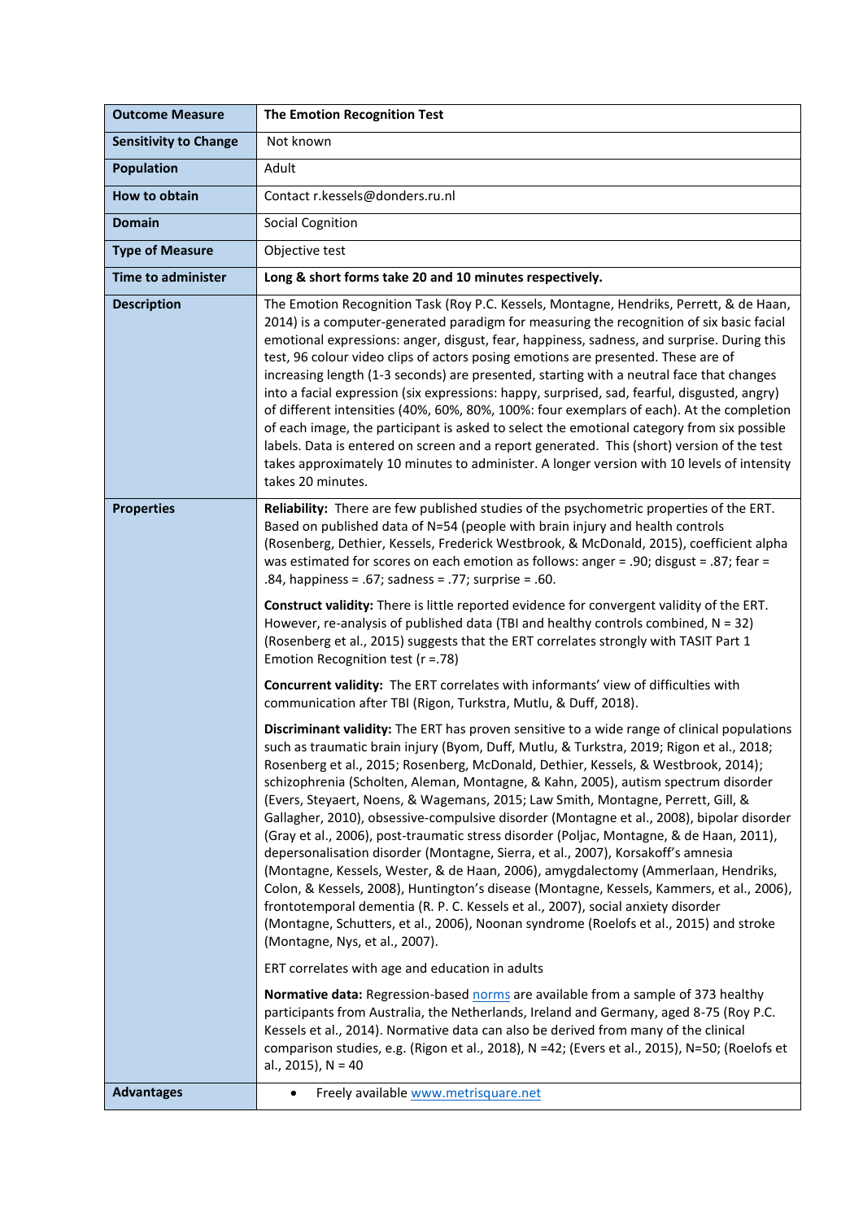| Outcome Measure | The Emotion Recognition Test |
|---|---|
| **Sensitivity to Change** | Not known |
| **Population** | Adult |
| **How to obtain** | Contact r.kessels@donders.ru.nl |
| **Domain** | Social Cognition |
| **Type of Measure** | Objective test |
| **Time to administer** | **Long & short forms take 20 and 10 minutes respectively.** |
| **Description** | The Emotion Recognition Task (Roy P.C. Kessels, Montagne, Hendriks, Perrett, & de Haan, 2014) is a computer-generated paradigm for measuring the recognition of six basic facial emotional expressions: anger, disgust, fear, happiness, sadness, and surprise. During this test, 96 colour video clips of actors posing emotions are presented. These are of increasing length (1-3 seconds) are presented, starting with a neutral face that changes into a facial expression (six expressions: happy, surprised, sad, fearful, disgusted, angry) of different intensities (40%, 60%, 80%, 100%: four exemplars of each). At the completion of each image, the participant is asked to select the emotional category from six possible labels. Data is entered on screen and a report generated. This (short) version of the test takes approximately 10 minutes to administer. A longer version with 10 levels of intensity takes 20 minutes. |
| **Properties** | **Reliability:** There are few published studies of the psychometric properties of the ERT. Based on published data of N=54 (people with brain injury and health controls (Rosenberg, Dethier, Kessels, Frederick Westbrook, & McDonald, 2015), coefficient alpha was estimated for scores on each emotion as follows: anger = .90; disgust = .87; fear = .84, happiness = .67; sadness = .77; surprise = .60.<br><br>**Construct validity:** There is little reported evidence for convergent validity of the ERT. However, re-analysis of published data (TBI and healthy controls combined, N = 32) (Rosenberg et al., 2015) suggests that the ERT correlates strongly with TASIT Part 1 Emotion Recognition test (r =.78)<br><br>**Concurrent validity:** The ERT correlates with informants' view of difficulties with communication after TBI (Rigon, Turkstra, Mutlu, & Duff, 2018).<br><br>**Discriminant validity:** The ERT has proven sensitive to a wide range of clinical populations such as traumatic brain injury (Byom, Duff, Mutlu, & Turkstra, 2019; Rigon et al., 2018; Rosenberg et al., 2015; Rosenberg, McDonald, Dethier, Kessels, & Westbrook, 2014); schizophrenia (Scholten, Aleman, Montagne, & Kahn, 2005), autism spectrum disorder (Evers, Steyaert, Noens, & Wagemans, 2015; Law Smith, Montagne, Perrett, Gill, & Gallagher, 2010), obsessive-compulsive disorder (Montagne et al., 2008), bipolar disorder (Gray et al., 2006), post-traumatic stress disorder (Poljac, Montagne, & de Haan, 2011), depersonalisation disorder (Montagne, Sierra, et al., 2007), Korsakoff's amnesia (Montagne, Kessels, Wester, & de Haan, 2006), amygdalectomy (Ammerlaan, Hendriks, Colon, & Kessels, 2008), Huntington's disease (Montagne, Kessels, Kammers, et al., 2006), frontotemporal dementia (R. P. C. Kessels et al., 2007), social anxiety disorder (Montagne, Schutters, et al., 2006), Noonan syndrome (Roelofs et al., 2015) and stroke (Montagne, Nys, et al., 2007).<br><br>ERT correlates with age and education in adults<br><br>**Normative data:** Regression-based norms are available from a sample of 373 healthy participants from Australia, the Netherlands, Ireland and Germany, aged 8-75 (Roy P.C. Kessels et al., 2014). Normative data can also be derived from many of the clinical comparison studies, e.g. (Rigon et al., 2018), N =42; (Evers et al., 2015), N=50; (Roelofs et al., 2015), N = 40 |
| **Advantages** | • Freely available www.metrisquare.net |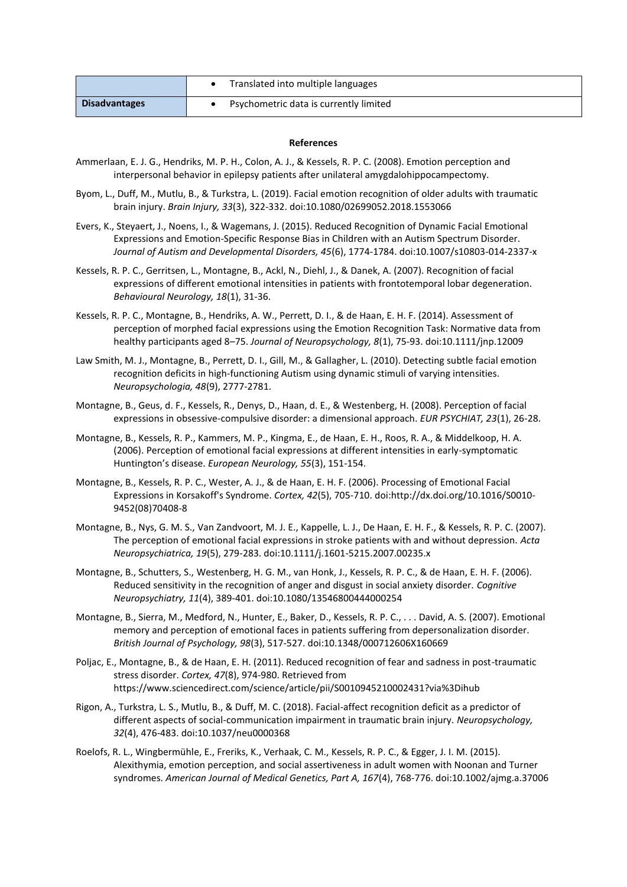| | |
|---|---|
| | • Translated into multiple languages |
| **Disadvantages** | • Psychometric data is currently limited |

**References**

Ammerlaan, E. J. G., Hendriks, M. P. H., Colon, A. J., & Kessels, R. P. C. (2008). Emotion perception and interpersonal behavior in epilepsy patients after unilateral amygdalohippocampectomy.

Byom, L., Duff, M., Mutlu, B., & Turkstra, L. (2019). Facial emotion recognition of older adults with traumatic brain injury. *Brain Injury, 33*(3), 322-332. doi:10.1080/02699052.2018.1553066

Evers, K., Steyaert, J., Noens, I., & Wagemans, J. (2015). Reduced Recognition of Dynamic Facial Emotional Expressions and Emotion-Specific Response Bias in Children with an Autism Spectrum Disorder. *Journal of Autism and Developmental Disorders, 45*(6), 1774-1784. doi:10.1007/s10803-014-2337-x

Kessels, R. P. C., Gerritsen, L., Montagne, B., Ackl, N., Diehl, J., & Danek, A. (2007). Recognition of facial expressions of different emotional intensities in patients with frontotemporal lobar degeneration. *Behavioural Neurology, 18*(1), 31-36.

Kessels, R. P. C., Montagne, B., Hendriks, A. W., Perrett, D. I., & de Haan, E. H. F. (2014). Assessment of perception of morphed facial expressions using the Emotion Recognition Task: Normative data from healthy participants aged 8–75. *Journal of Neuropsychology, 8*(1), 75-93. doi:10.1111/jnp.12009

Law Smith, M. J., Montagne, B., Perrett, D. I., Gill, M., & Gallagher, L. (2010). Detecting subtle facial emotion recognition deficits in high-functioning Autism using dynamic stimuli of varying intensities. *Neuropsychologia, 48*(9), 2777-2781.

Montagne, B., Geus, d. F., Kessels, R., Denys, D., Haan, d. E., & Westenberg, H. (2008). Perception of facial expressions in obsessive-compulsive disorder: a dimensional approach. *EUR PSYCHIAT, 23*(1), 26-28.

Montagne, B., Kessels, R. P., Kammers, M. P., Kingma, E., de Haan, E. H., Roos, R. A., & Middelkoop, H. A. (2006). Perception of emotional facial expressions at different intensities in early-symptomatic Huntington's disease. *European Neurology, 55*(3), 151-154.

Montagne, B., Kessels, R. P. C., Wester, A. J., & de Haan, E. H. F. (2006). Processing of Emotional Facial Expressions in Korsakoff's Syndrome. *Cortex, 42*(5), 705-710. doi:http://dx.doi.org/10.1016/S0010-9452(08)70408-8

Montagne, B., Nys, G. M. S., Van Zandvoort, M. J. E., Kappelle, L. J., De Haan, E. H. F., & Kessels, R. P. C. (2007). The perception of emotional facial expressions in stroke patients with and without depression. *Acta Neuropsychiatrica, 19*(5), 279-283. doi:10.1111/j.1601-5215.2007.00235.x

Montagne, B., Schutters, S., Westenberg, H. G. M., van Honk, J., Kessels, R. P. C., & de Haan, E. H. F. (2006). Reduced sensitivity in the recognition of anger and disgust in social anxiety disorder. *Cognitive Neuropsychiatry, 11*(4), 389-401. doi:10.1080/13546800444000254

Montagne, B., Sierra, M., Medford, N., Hunter, E., Baker, D., Kessels, R. P. C., . . . David, A. S. (2007). Emotional memory and perception of emotional faces in patients suffering from depersonalization disorder. *British Journal of Psychology, 98*(3), 517-527. doi:10.1348/000712606X160669

Poljac, E., Montagne, B., & de Haan, E. H. (2011). Reduced recognition of fear and sadness in post-traumatic stress disorder. *Cortex, 47*(8), 974-980. Retrieved from https://www.sciencedirect.com/science/article/pii/S0010945210002431?via%3Dihub

Rigon, A., Turkstra, L. S., Mutlu, B., & Duff, M. C. (2018). Facial-affect recognition deficit as a predictor of different aspects of social-communication impairment in traumatic brain injury. *Neuropsychology, 32*(4), 476-483. doi:10.1037/neu0000368

Roelofs, R. L., Wingbermühle, E., Freriks, K., Verhaak, C. M., Kessels, R. P. C., & Egger, J. I. M. (2015). Alexithymia, emotion perception, and social assertiveness in adult women with Noonan and Turner syndromes. *American Journal of Medical Genetics, Part A, 167*(4), 768-776. doi:10.1002/ajmg.a.37006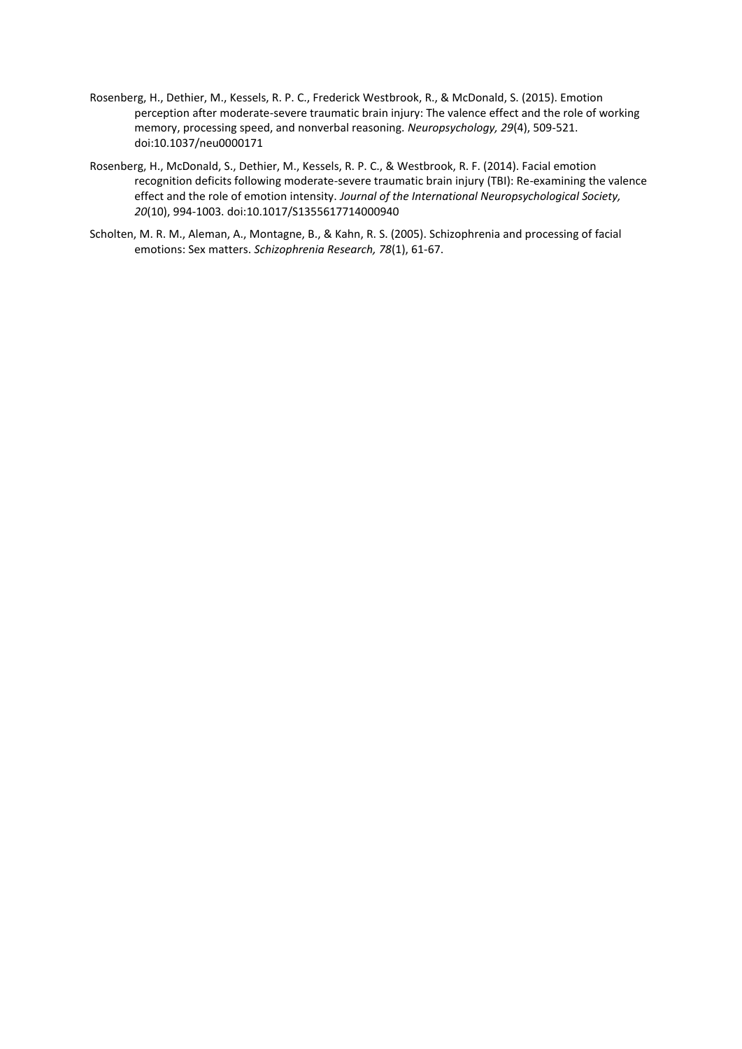Rosenberg, H., Dethier, M., Kessels, R. P. C., Frederick Westbrook, R., & McDonald, S. (2015). Emotion perception after moderate-severe traumatic brain injury: The valence effect and the role of working memory, processing speed, and nonverbal reasoning. *Neuropsychology, 29*(4), 509-521. doi:10.1037/neu0000171

Rosenberg, H., McDonald, S., Dethier, M., Kessels, R. P. C., & Westbrook, R. F. (2014). Facial emotion recognition deficits following moderate-severe traumatic brain injury (TBI): Re-examining the valence effect and the role of emotion intensity. *Journal of the International Neuropsychological Society, 20*(10), 994-1003. doi:10.1017/S1355617714000940

Scholten, M. R. M., Aleman, A., Montagne, B., & Kahn, R. S. (2005). Schizophrenia and processing of facial emotions: Sex matters. *Schizophrenia Research, 78*(1), 61-67.